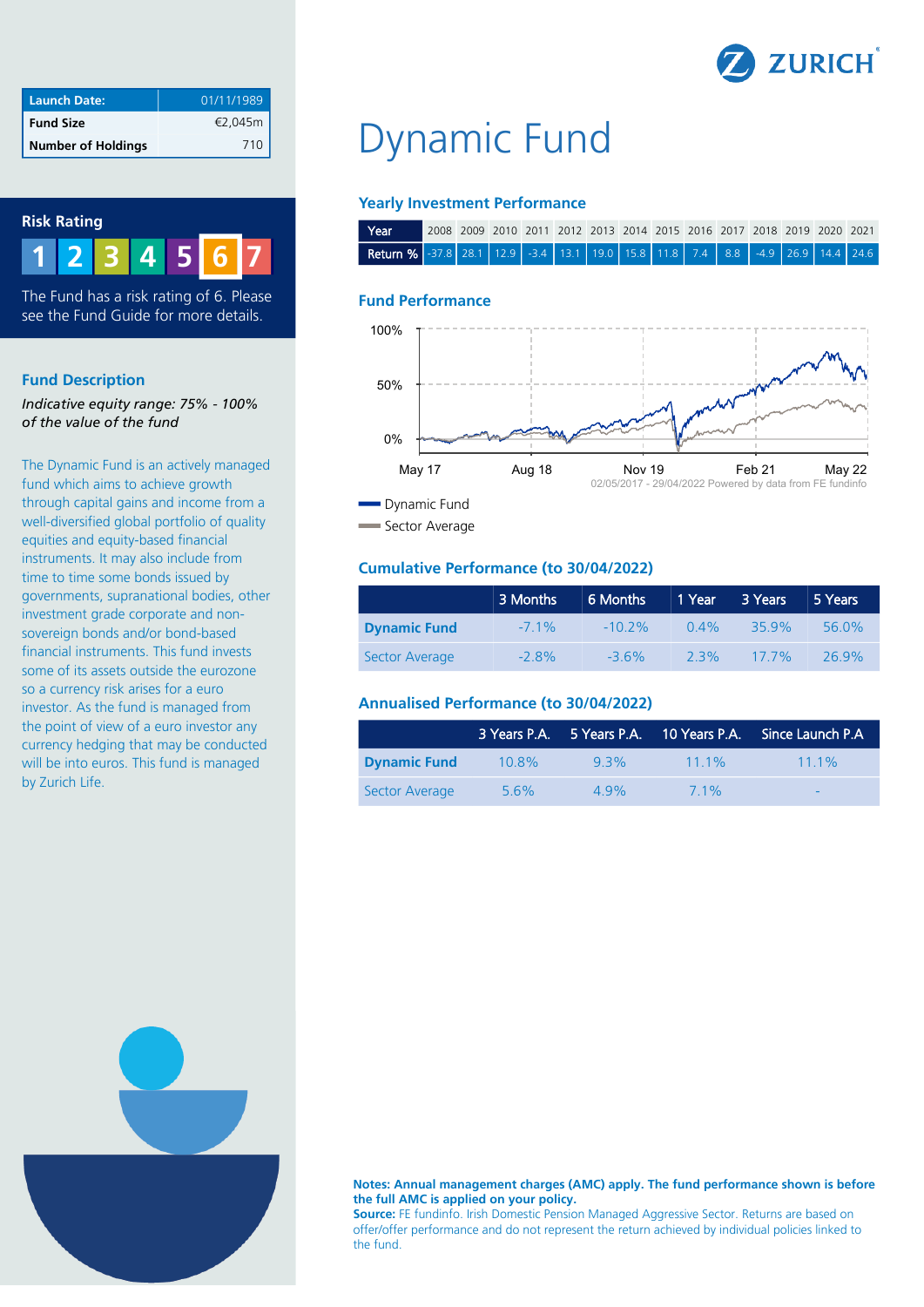| Launch Date: | 01/11/1989 |
| --- | --- |
| Fund Size | €2,045m |
| Number of Holdings | 710 |

## Risk Rating

1 2 3 4 5 6 7

The Fund has a risk rating of 6. Please see the Fund Guide for more details.

## Fund Description

*Indicative equity range: 75% - 100% of the value of the fund*

The Dynamic Fund is an actively managed fund which aims to achieve growth through capital gains and income from a well-diversified global portfolio of quality equities and equity-based financial instruments. It may also include from time to time some bonds issued by governments, supranational bodies, other investment grade corporate and non-sovereign bonds and/or bond-based financial instruments. This fund invests some of its assets outside the eurozone so a currency risk arises for a euro investor. As the fund is managed from the point of view of a euro investor any currency hedging that may be conducted will be into euros. This fund is managed by Zurich Life.

# Dynamic Fund

### Yearly Investment Performance

| Year | 2008 | 2009 | 2010 | 2011 | 2012 | 2013 | 2014 | 2015 | 2016 | 2017 | 2018 | 2019 | 2020 | 2021 |
| --- | --- | --- | --- | --- | --- | --- | --- | --- | --- | --- | --- | --- | --- | --- |
| Return % | -37.8 | 28.1 | 12.9 | -3.4 | 13.1 | 19.0 | 15.8 | 11.8 | 7.4 | 8.8 | -4.9 | 26.9 | 14.4 | 24.6 |

### Fund Performance

100%
50%
0%

May 17 | Aug 18 | Nov 19 | Feb 21 | May 22

02/05/2017 - 29/04/2022 Powered by data from FE fundinfo

- Dynamic Fund
- Sector Average

### Cumulative Performance (to 30/04/2022)

| | 3 Months | 6 Months | 1 Year | 3 Years | 5 Years |
| --- | --- | --- | --- | --- | --- |
| **Dynamic Fund** | -7.1% | -10.2% | 0.4% | 35.9% | 56.0% |
| Sector Average | -2.8% | -3.6% | 2.3% | 17.7% | 26.9% |

### Annualised Performance (to 30/04/2022)

| | 3 Years P.A. | 5 Years P.A. | 10 Years P.A. | Since Launch P.A |
| --- | --- | --- | --- | --- |
| **Dynamic Fund** | 10.8% | 9.3% | 11.1% | 11.1% |
| Sector Average | 5.6% | 4.9% | 7.1% | - |

**Notes: Annual management charges (AMC) apply. The fund performance shown is before the full AMC is applied on your policy.**

**Source:** FE fundinfo. Irish Domestic Pension Managed Aggressive Sector. Returns are based on offer/offer performance and do not represent the return achieved by individual policies linked to the fund.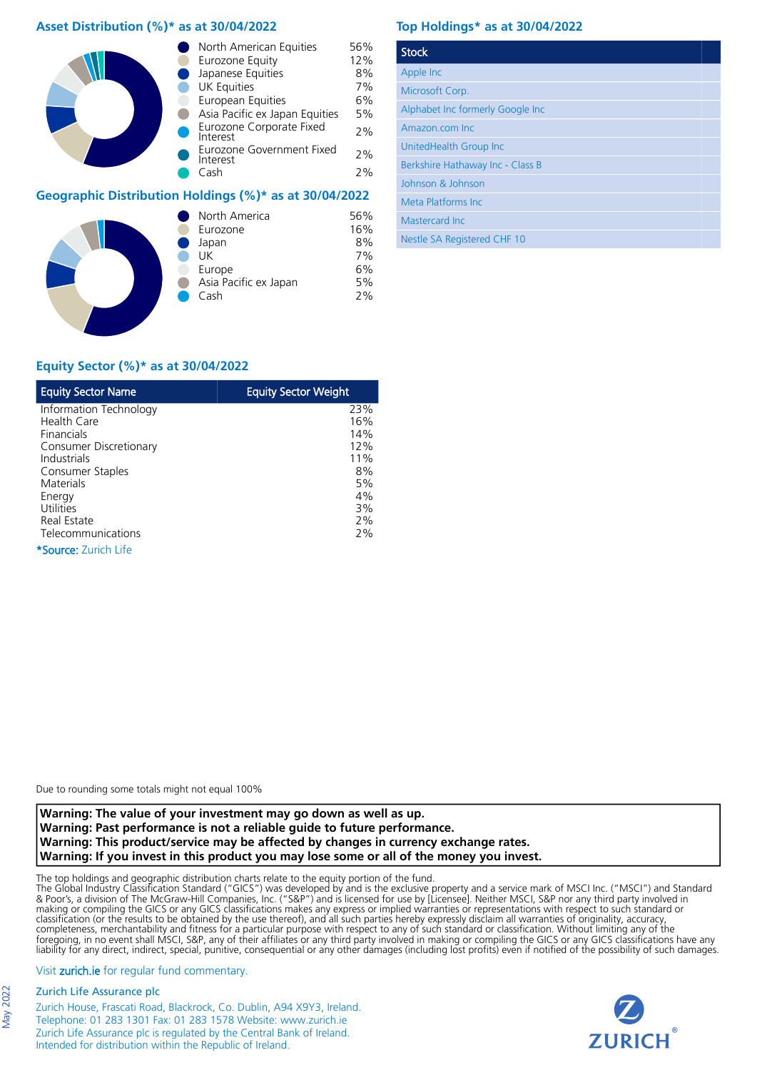## Asset Distribution (%)* as at 30/04/2022

North American Equities 56%
Eurozone Equity 12%
Japanese Equities 8%
UK Equities 7%
European Equities 6%
Asia Pacific ex Japan Equities 5%
Eurozone Corporate Fixed Interest 2%
Eurozone Government Fixed Interest 2%
Cash 2%

## Geographic Distribution Holdings (%)* as at 30/04/2022

North America 56%
Eurozone 16%
Japan 8%
UK 7%
Europe 6%
Asia Pacific ex Japan 5%
Cash 2%

## Equity Sector (%)* as at 30/04/2022

| Equity Sector Name | Equity Sector Weight |
|---|---|
| Information Technology | 23% |
| Health Care | 16% |
| Financials | 14% |
| Consumer Discretionary | 12% |
| Industrials | 11% |
| Consumer Staples | 8% |
| Materials | 5% |
| Energy | 4% |
| Utilities | 3% |
| Real Estate | 2% |
| Telecommunications | 2% |

*Source: Zurich Life

## Top Holdings* as at 30/04/2022

| Stock |
|---|
| Apple Inc |
| Microsoft Corp. |
| Alphabet Inc formerly Google Inc |
| Amazon.com Inc |
| UnitedHealth Group Inc |
| Berkshire Hathaway Inc - Class B |
| Johnson & Johnson |
| Meta Platforms Inc |
| Mastercard Inc |
| Nestle SA Registered CHF 10 |

Due to rounding some totals might not equal 100%

**Warning: The value of your investment may go down as well as up.**
**Warning: Past performance is not a reliable guide to future performance.**
**Warning: This product/service may be affected by changes in currency exchange rates.**
**Warning: If you invest in this product you may lose some or all of the money you invest.**

The top holdings and geographic distribution charts relate to the equity portion of the fund.
The Global Industry Classification Standard ("GICS") was developed by and is the exclusive property and a service mark of MSCI Inc. ("MSCI") and Standard & Poor's, a division of The McGraw-Hill Companies, Inc. ("S&P") and is licensed for use by [Licensee]. Neither MSCI, S&P nor any third party involved in making or compiling the GICS or any GICS classifications makes any express or implied warranties or representations with respect to such standard or classification (or the results to be obtained by the use thereof), and all such parties hereby expressly disclaim all warranties of originality, accuracy, completeness, merchantability and fitness for a particular purpose with respect to any of such standard or classification. Without limiting any of the foregoing, in no event shall MSCI, S&P, any of their affiliates or any third party involved in making or compiling the GICS or any GICS classifications have any liability for any direct, indirect, special, punitive, consequential or any other damages (including lost profits) even if notified of the possibility of such damages.

Visit zurich.ie for regular fund commentary.

**Zurich Life Assurance plc**
Zurich House, Frascati Road, Blackrock, Co. Dublin, A94 X9Y3, Ireland.
Telephone: 01 283 1301 Fax: 01 283 1578 Website: www.zurich.ie
Zurich Life Assurance plc is regulated by the Central Bank of Ireland.
Intended for distribution within the Republic of Ireland.

May 2022

ZURICH®